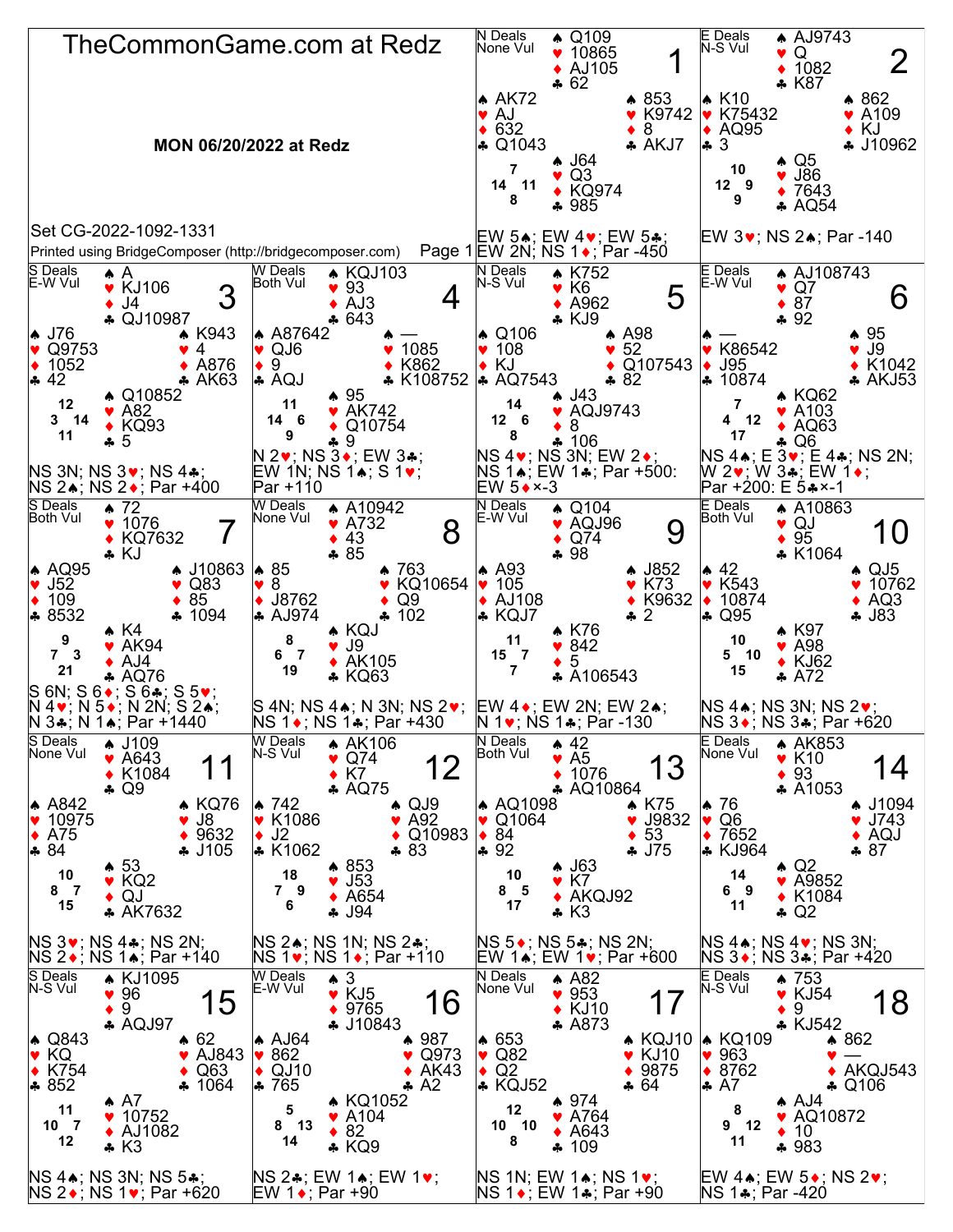# TheCommonGame.com at Redz

**MON 06/20/2022 at Redz**

Set CG-2022-1092-1331

Printed using BridgeComposer (http://bridgecomposer.com)

## Board 1

N Deals, None Vul

- **North:** ♠ Q109 ♥ 10865 ♦ AJ105 ♣ 62
- **West:** ♠ AK72 ♥ AJ ♦ 632 ♣ Q1043
- **East:** ♠ 853 ♥ K9742 ♦ 8 ♣ AKJ7
- **South:** ♠ J64 ♥ Q3 ♦ KQ974 ♣ 985

HCP: N 7, W 14, E 11, S 8

EW 5♠; EW 4♥; EW 5♣; EW 2N; NS 1♦; Par -450

## Board 2

E Deals, N-S Vul

- **North:** ♠ AJ9743 ♥ Q ♦ 1082 ♣ K87
- **West:** ♠ K10 ♥ K75432 ♦ AQ95 ♣ 3
- **East:** ♠ 862 ♥ A109 ♦ KJ ♣ J10962
- **South:** ♠ Q5 ♥ J86 ♦ 7643 ♣ AQ54

HCP: N 10, W 12, E 9, S 9

EW 3♥; NS 2♠; Par -140

## Board 3

S Deals, E-W Vul

- **North:** ♠ A ♥ KJ106 ♦ J4 ♣ QJ10987
- **West:** ♠ J76 ♥ Q9753 ♦ 1052 ♣ 42
- **East:** ♠ K943 ♥ 4 ♦ A876 ♣ AK63
- **South:** ♠ Q10852 ♥ A82 ♦ KQ93 ♣ 5

HCP: N 12, W 3, E 14, S 11

NS 3N; NS 3♥; NS 4♣; NS 2♠; NS 2♦; Par +400

## Board 4

W Deals, Both Vul

- **North:** ♠ KQJ103 ♥ 93 ♦ AJ3 ♣ 643
- **West:** ♠ A87642 ♥ QJ6 ♦ 9 ♣ AQJ
- **East:** ♠ — ♥ 1085 ♦ K862 ♣ K108752
- **South:** ♠ 95 ♥ AK742 ♦ Q10754 ♣ 9

HCP: N 11, W 14, E 6, S 9

N 2♥; NS 3♦; EW 3♣; EW 1N; NS 1♠; S 1♥; Par +110

## Board 5

N Deals, N-S Vul

- **North:** ♠ K752 ♥ K6 ♦ A962 ♣ KJ9
- **West:** ♠ Q106 ♥ 108 ♦ KJ ♣ AQ7543
- **East:** ♠ A98 ♥ 52 ♦ Q107543 ♣ 82
- **South:** ♠ J43 ♥ AQJ9743 ♦ 8 ♣ 106

HCP: N 14, W 12, E 6, S 8

NS 4♥; NS 3N; EW 2♦; NS 1♠; EW 1♣; Par +500: EW 5♦×-3

## Board 6

E Deals, E-W Vul

- **North:** ♠ AJ108743 ♥ Q7 ♦ 87 ♣ 92
- **West:** ♠ — ♥ K86542 ♦ J95 ♣ 10874
- **East:** ♠ 95 ♥ J9 ♦ K1042 ♣ AKJ53
- **South:** ♠ KQ62 ♥ A103 ♦ AQ63 ♣ Q6

HCP: N 7, W 4, E 12, S 17

NS 4♠; E 3♥; E 4♣; NS 2N; W 2♥; W 3♣; EW 1♦; Par +200: E 5♣×-1

## Board 7

S Deals, Both Vul

- **North:** ♠ 72 ♥ 1076 ♦ KQ7632 ♣ KJ
- **West:** ♠ AQ95 ♥ J52 ♦ 109 ♣ 8532
- **East:** ♠ J10863 ♥ Q83 ♦ 85 ♣ 1094
- **South:** ♠ K4 ♥ AK94 ♦ AJ4 ♣ AQ76

HCP: N 9, W 7, E 3, S 21

S 6N; S 6♦; S 6♣; S 5♥; N 4♥; N 5♦; N 2N; S 2♠; N 3♣; N 1♠; Par +1440

## Board 8

W Deals, None Vul

- **North:** ♠ A10942 ♥ A732 ♦ 43 ♣ 85
- **West:** ♠ 85 ♥ 8 ♦ J8762 ♣ AJ974
- **East:** ♠ 763 ♥ KQ10654 ♦ Q9 ♣ 102
- **South:** ♠ KQJ ♥ J9 ♦ AK105 ♣ KQ63

HCP: N 8, W 6, E 7, S 19

S 4N; NS 4♠; N 3N; NS 2♥; NS 1♦; NS 1♣; Par +430

## Board 9

N Deals, E-W Vul

- **North:** ♠ Q104 ♥ AQJ96 ♦ Q74 ♣ 98
- **West:** ♠ A93 ♥ 105 ♦ AJ108 ♣ KQJ7
- **East:** ♠ J852 ♥ K73 ♦ K9632 ♣ 2
- **South:** ♠ K76 ♥ 842 ♦ 5 ♣ A106543

HCP: N 11, W 15, E 7, S 7

EW 4♦; EW 2N; EW 2♠; N 1♥; NS 1♣; Par -130

## Board 10

E Deals, Both Vul

- **North:** ♠ A10863 ♥ QJ ♦ 95 ♣ K1064
- **West:** ♠ 42 ♥ K543 ♦ 10874 ♣ Q95
- **East:** ♠ QJ5 ♥ 10762 ♦ AQ3 ♣ J83
- **South:** ♠ K97 ♥ A98 ♦ KJ62 ♣ A72

HCP: N 10, W 5, E 10, S 15

NS 4♠; NS 3N; NS 2♥; NS 3♦; NS 3♣; Par +620

## Board 11

S Deals, None Vul

- **North:** ♠ J109 ♥ A643 ♦ K1084 ♣ Q9
- **West:** ♠ A842 ♥ 10975 ♦ A75 ♣ 84
- **East:** ♠ KQ76 ♥ J8 ♦ 9632 ♣ J105
- **South:** ♠ 53 ♥ KQ2 ♦ QJ ♣ AK7632

HCP: N 10, W 8, E 7, S 15

NS 3♥; NS 4♣; NS 2N; NS 2♦; NS 1♠; Par +140

## Board 12

W Deals, N-S Vul

- **North:** ♠ AK106 ♥ Q74 ♦ K7 ♣ AQ75
- **West:** ♠ 742 ♥ K1086 ♦ J2 ♣ K1062
- **East:** ♠ QJ9 ♥ A92 ♦ Q10983 ♣ 83
- **South:** ♠ 853 ♥ J53 ♦ A654 ♣ J94

HCP: N 18, W 7, E 9, S 6

NS 2♠; NS 1N; NS 2♣; NS 1♥; NS 1♦; Par +110

## Board 13

N Deals, Both Vul

- **North:** ♠ 42 ♥ A5 ♦ 1076 ♣ AQ10864
- **West:** ♠ AQ1098 ♥ Q1064 ♦ 84 ♣ 92
- **East:** ♠ K75 ♥ J9832 ♦ 53 ♣ J75
- **South:** ♠ J63 ♥ K7 ♦ AKQJ92 ♣ K3

HCP: N 10, W 8, E 5, S 17

NS 5♦; NS 5♣; NS 2N; EW 1♠; EW 1♥; Par +600

## Board 14

E Deals, None Vul

- **North:** ♠ AK853 ♥ K10 ♦ 93 ♣ A1053
- **West:** ♠ 76 ♥ Q6 ♦ 7652 ♣ KJ964
- **East:** ♠ J1094 ♥ J743 ♦ AQJ ♣ 87
- **South:** ♠ Q2 ♥ A9852 ♦ K1084 ♣ Q2

HCP: N 14, W 6, E 9, S 11

NS 4♠; NS 4♥; NS 3N; NS 3♦; NS 3♣; Par +420

## Board 15

S Deals, N-S Vul

- **North:** ♠ KJ1095 ♥ 96 ♦ 9 ♣ AQJ97
- **West:** ♠ Q843 ♥ KQ ♦ K754 ♣ 852
- **East:** ♠ 62 ♥ AJ843 ♦ Q63 ♣ 1064
- **South:** ♠ A7 ♥ 10752 ♦ AJ1082 ♣ K3

HCP: N 11, W 10, E 7, S 12

NS 4♠; NS 3N; NS 5♣; NS 2♦; NS 1♥; Par +620

## Board 16

W Deals, E-W Vul

- **North:** ♠ 3 ♥ KJ5 ♦ 9765 ♣ J10843
- **West:** ♠ AJ64 ♥ 862 ♦ QJ10 ♣ 765
- **East:** ♠ 987 ♥ Q973 ♦ AK43 ♣ A2
- **South:** ♠ KQ1052 ♥ A104 ♦ 82 ♣ KQ9

HCP: N 5, W 8, E 13, S 14

NS 2♣; EW 1♠; EW 1♥; EW 1♦; Par +90

## Board 17

N Deals, None Vul

- **North:** ♠ A82 ♥ 953 ♦ KJ10 ♣ A873
- **West:** ♠ 653 ♥ Q82 ♦ Q2 ♣ KQJ52
- **East:** ♠ KQJ10 ♥ KJ10 ♦ 9875 ♣ 64
- **South:** ♠ 974 ♥ A764 ♦ A643 ♣ 109

HCP: N 12, W 10, E 10, S 8

NS 1N; EW 1♠; NS 1♥; NS 1♦; EW 1♣; Par +90

## Board 18

E Deals, N-S Vul

- **North:** ♠ 753 ♥ KJ54 ♦ 9 ♣ KJ542
- **West:** ♠ KQ109 ♥ 963 ♦ 8762 ♣ A7
- **East:** ♠ 862 ♥ — ♦ AKQJ543 ♣ Q106
- **South:** ♠ AJ4 ♥ AQ10872 ♦ 10 ♣ 983

HCP: N 8, W 9, E 12, S 11

EW 4♠; EW 5♦; NS 2♥; NS 1♣; Par -420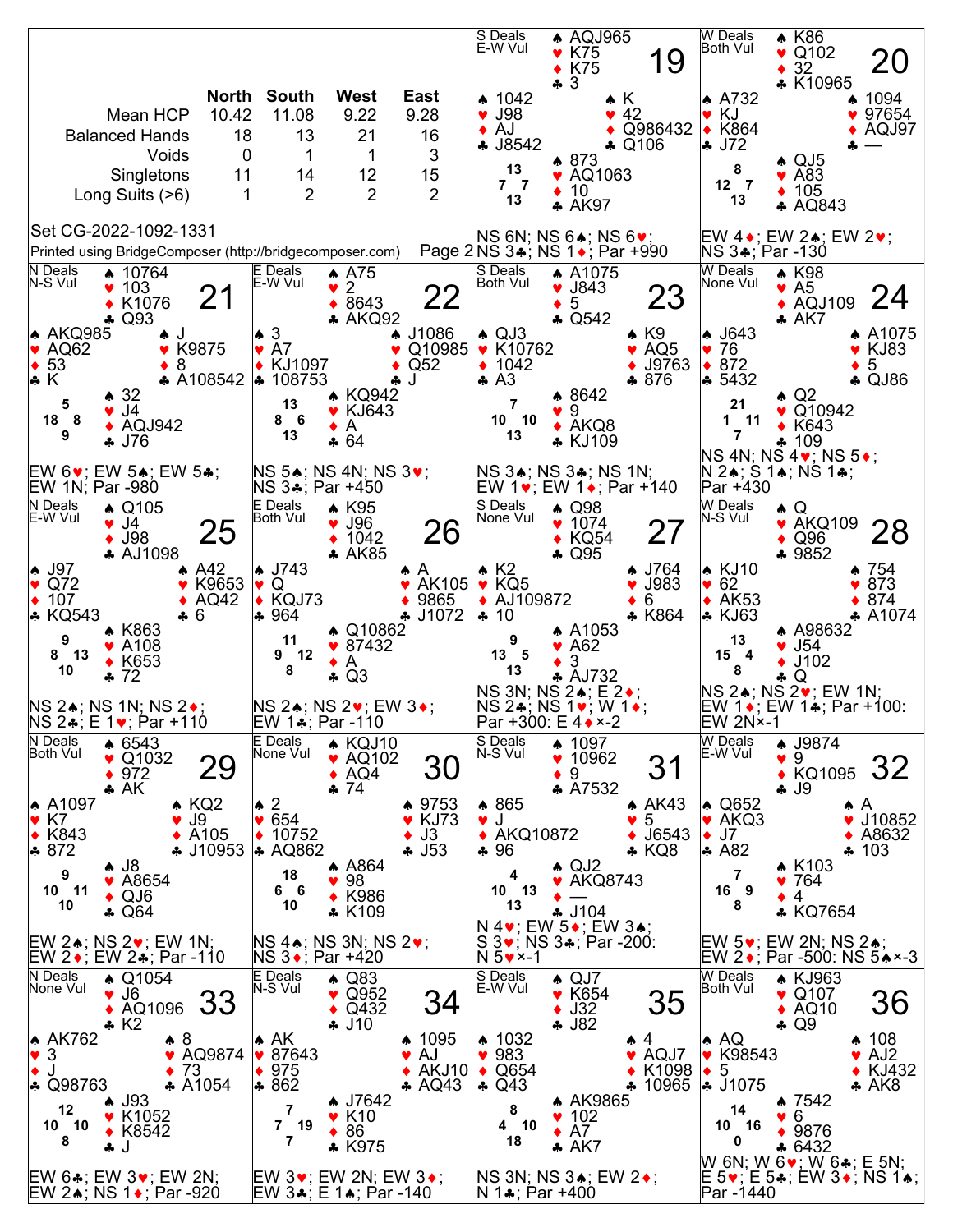| | North | South | West | East |
|---|---|---|---|---|
| Mean HCP | 10.42 | 11.08 | 9.22 | 9.28 |
| Balanced Hands | 18 | 13 | 21 | 16 |
| Voids | 0 | 1 | 1 | 3 |
| Singletons | 11 | 14 | 12 | 15 |
| Long Suits (>6) | 1 | 2 | 2 | 2 |

Set CG-2022-1092-1331

Printed using BridgeComposer (http://bridgecomposer.com)

## Board 19
S Deals, E-W Vul

North: ♠ AQJ965 ♥ K75 ♦ K75 ♣ 3

West: ♠ 1042 ♥ J98 ♦ AJ ♣ J8542

East: ♠ K ♥ 42 ♦ Q986432 ♣ Q106

South: ♠ 873 ♥ AQ1063 ♦ 10 ♣ AK97

HCP: N 13, W 7, E 7, S 13

NS 6N; NS 6♠; NS 6♥; NS 3♣; NS 1♦; Par +990

## Board 20
W Deals, Both Vul

North: ♠ K86 ♥ Q102 ♦ 32 ♣ K10965

West: ♠ A732 ♥ KJ ♦ K864 ♣ J72

East: ♠ 1094 ♥ 97654 ♦ AQJ97 ♣ —

South: ♠ QJ5 ♥ A83 ♦ 105 ♣ AQ843

HCP: N 8, W 12, E 7, S 13

EW 4♦; EW 2♠; EW 2♥; NS 3♣; Par -130

## Board 21
N Deals, N-S Vul

North: ♠ 10764 ♥ 103 ♦ K1076 ♣ Q93

West: ♠ AKQ985 ♥ AQ62 ♦ 53 ♣ K

East: ♠ J ♥ K9875 ♦ 8 ♣ A108542

South: ♠ 32 ♥ J4 ♦ AQJ942 ♣ J76

HCP: N 5, W 18, E 8, S 9

EW 6♥; EW 5♠; EW 5♣; EW 1N; Par -980

## Board 22
E Deals, E-W Vul

North: ♠ A75 ♥ 2 ♦ 8643 ♣ AKQ92

West: ♠ 3 ♥ A7 ♦ KJ1097 ♣ 108753

East: ♠ J1086 ♥ Q10985 ♦ Q52 ♣ J

South: ♠ KQ942 ♥ KJ643 ♦ A ♣ 64

HCP: N 13, W 8, E 6, S 13

NS 5♠; NS 4N; NS 3♥; NS 3♣; Par +450

## Board 23
S Deals, Both Vul

North: ♠ A1075 ♥ J843 ♦ 5 ♣ Q542

West: ♠ QJ3 ♥ K10762 ♦ 1042 ♣ A3

East: ♠ K9 ♥ AQ5 ♦ J9763 ♣ 876

South: ♠ 8642 ♥ 9 ♦ AKQ8 ♣ KJ109

HCP: N 7, W 10, E 10, S 13

NS 3♠; NS 3♣; NS 1N; EW 1♥; EW 1♦; Par +140

## Board 24
W Deals, None Vul

North: ♠ K98 ♥ A5 ♦ AQJ109 ♣ AK7

West: ♠ J643 ♥ 76 ♦ 872 ♣ 5432

East: ♠ A1075 ♥ KJ83 ♦ 5 ♣ QJ86

South: ♠ Q2 ♥ Q10942 ♦ K643 ♣ 109

HCP: N 21, W 1, E 11, S 7

NS 4N; NS 4♥; NS 5♦; N 2♠; S 1♠; NS 1♣; Par +430

## Board 25
N Deals, E-W Vul

North: ♠ Q105 ♥ J4 ♦ J98 ♣ AJ1098

West: ♠ J97 ♥ Q72 ♦ 107 ♣ KQ543

East: ♠ A42 ♥ K9653 ♦ AQ42 ♣ 6

South: ♠ K863 ♥ A108 ♦ K653 ♣ 72

HCP: N 9, W 8, E 13, S 10

NS 2♠; NS 1N; NS 2♦; NS 2♣; E 1♥; Par +110

## Board 26
E Deals, Both Vul

North: ♠ K95 ♥ J96 ♦ 1042 ♣ AK85

West: ♠ J743 ♥ Q ♦ KQJ73 ♣ 964

East: ♠ A ♥ AK105 ♦ 9865 ♣ J1072

South: ♠ Q10862 ♥ 87432 ♦ A ♣ Q3

HCP: N 11, W 9, E 12, S 8

NS 2♠; NS 2♥; EW 3♦; EW 1♣; Par -110

## Board 27
S Deals, None Vul

North: ♠ Q98 ♥ 1074 ♦ KQ54 ♣ Q95

West: ♠ K2 ♥ KQ5 ♦ AJ109872 ♣ 10

East: ♠ J764 ♥ J983 ♦ 6 ♣ K864

South: ♠ A1053 ♥ A62 ♦ 3 ♣ AJ732

HCP: N 9, W 13, E 5, S 13

NS 3N; NS 2♠; E 2♦; NS 2♣; NS 1♥; W 1♦; Par +300: E 4♦×-2

## Board 28
W Deals, N-S Vul

North: ♠ Q ♥ AKQ109 ♦ Q96 ♣ 9852

West: ♠ KJ10 ♥ 62 ♦ AK53 ♣ KJ63

East: ♠ 754 ♥ 873 ♦ 874 ♣ A1074

South: ♠ A98632 ♥ J54 ♦ J102 ♣ Q

HCP: N 13, W 15, E 4, S 8

NS 2♠; NS 2♥; EW 1N; EW 1♦; EW 1♣; Par +100: EW 2N×-1

## Board 29
N Deals, Both Vul

North: ♠ 6543 ♥ Q1032 ♦ 972 ♣ AK

West: ♠ A1097 ♥ K7 ♦ K843 ♣ 872

East: ♠ KQ2 ♥ J9 ♦ A105 ♣ J10953

South: ♠ J8 ♥ A8654 ♦ QJ6 ♣ Q64

HCP: N 9, W 10, E 11, S 10

EW 2♠; NS 2♥; EW 1N; EW 2♦; EW 2♣; Par -110

## Board 30
E Deals, None Vul

North: ♠ KQJ10 ♥ AQ102 ♦ AQ4 ♣ 74

West: ♠ 2 ♥ 654 ♦ 10752 ♣ AQ862

East: ♠ 9753 ♥ KJ73 ♦ J3 ♣ J53

South: ♠ A864 ♥ 98 ♦ K986 ♣ K109

HCP: N 18, W 6, E 6, S 10

NS 4♠; NS 3N; NS 2♥; NS 3♦; Par +420

## Board 31
S Deals, N-S Vul

North: ♠ 1097 ♥ 10962 ♦ 9 ♣ A7532

West: ♠ 865 ♥ J ♦ AKQ10872 ♣ 96

East: ♠ AK43 ♥ 5 ♦ J6543 ♣ KQ8

South: ♠ QJ2 ♥ AKQ8743 ♦ — ♣ J104

HCP: N 4, W 10, E 13, S 13

N 4♥; EW 5♦; EW 3♠; S 3♥; NS 3♣; Par -200: N 5♥×-1

## Board 32
W Deals, E-W Vul

North: ♠ J9874 ♥ 9 ♦ KQ1095 ♣ J9

West: ♠ Q652 ♥ AKQ3 ♦ J7 ♣ A82

East: ♠ A ♥ J10852 ♦ A8632 ♣ 103

South: ♠ K103 ♥ 764 ♦ 4 ♣ KQ7654

HCP: N 7, W 16, E 9, S 8

EW 5♥; EW 2N; NS 2♠; EW 2♦; Par -500: NS 5♠×-3

## Board 33
N Deals, None Vul

North: ♠ Q1054 ♥ J6 ♦ AQ1096 ♣ K2

West: ♠ AK762 ♥ 3 ♦ J ♣ Q98763

East: ♠ 8 ♥ AQ9874 ♦ 73 ♣ A1054

South: ♠ J93 ♥ K1052 ♦ K8542 ♣ J

HCP: N 12, W 10, E 10, S 8

EW 6♣; EW 3♥; EW 2N; EW 2♠; NS 1♦; Par -920

## Board 34
E Deals, N-S Vul

North: ♠ Q83 ♥ Q952 ♦ Q432 ♣ J10

West: ♠ AK ♥ 87643 ♦ 975 ♣ 862

East: ♠ 1095 ♥ AJ ♦ AKJ10 ♣ AQ43

South: ♠ J7642 ♥ K10 ♦ 86 ♣ K975

HCP: N 7, W 7, E 19, S 7

EW 3♥; EW 2N; EW 3♦; EW 3♣; E 1♠; Par -140

## Board 35
S Deals, E-W Vul

North: ♠ QJ7 ♥ K654 ♦ J32 ♣ J82

West: ♠ 1032 ♥ 983 ♦ Q654 ♣ Q43

East: ♠ 4 ♥ AQJ7 ♦ K1098 ♣ 10965

South: ♠ AK9865 ♥ 102 ♦ A7 ♣ AK7

HCP: N 8, W 4, E 10, S 18

NS 3N; NS 3♠; EW 2♦; N 1♣; Par +400

## Board 36
W Deals, Both Vul

North: ♠ KJ963 ♥ Q107 ♦ AQ10 ♣ Q9

West: ♠ AQ ♥ K98543 ♦ 5 ♣ J1075

East: ♠ 108 ♥ AJ2 ♦ KJ432 ♣ AK8

South: ♠ 7542 ♥ 6 ♦ 9876 ♣ 6432

HCP: N 14, W 10, E 16, S 0

W 6N; W 6♥; W 6♣; E 5N; E 5♥; E 5♣; EW 3♦; NS 1♠; Par -1440